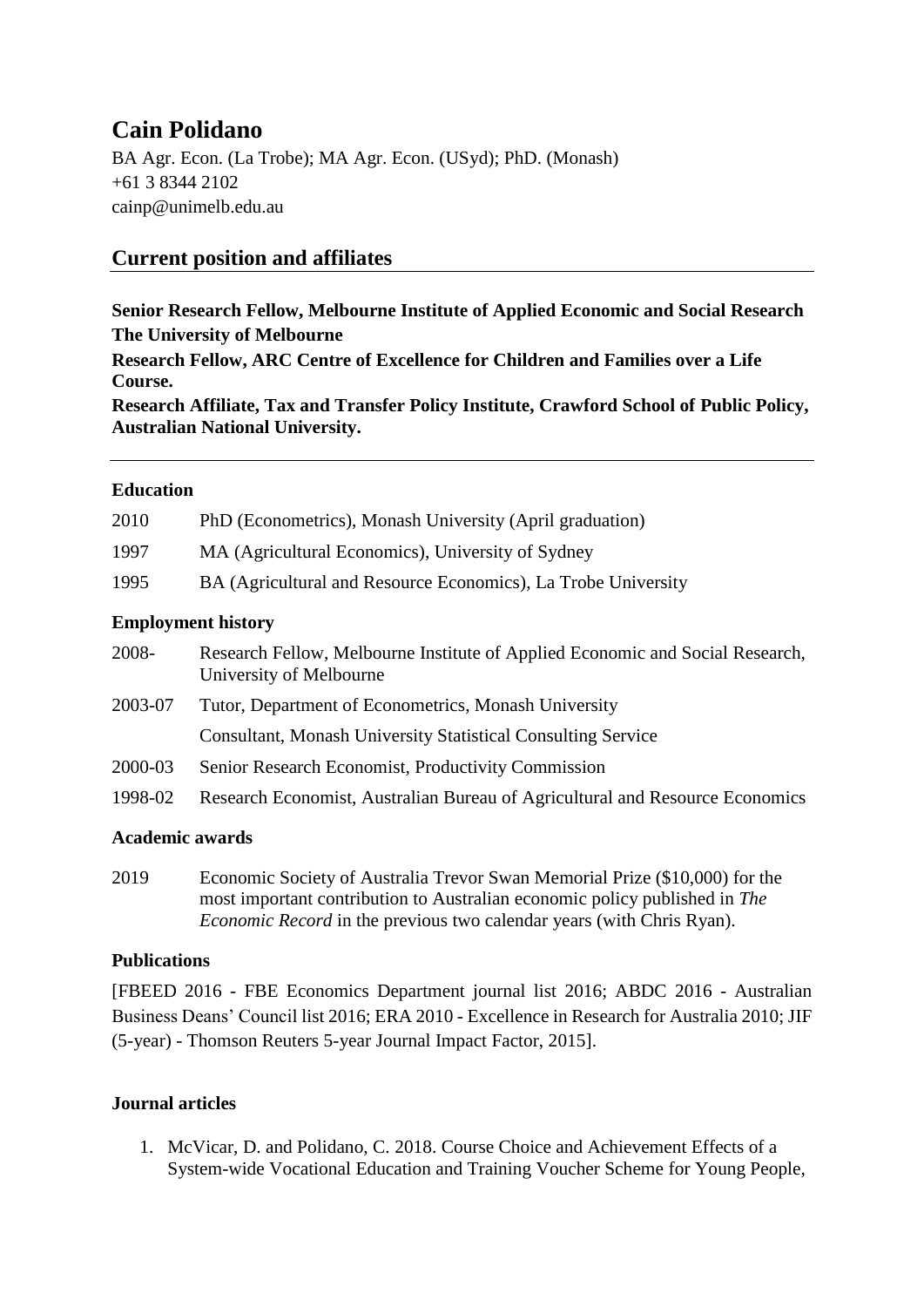# Cain Polidano

BA Agr. Econ. (La Trobe); MA Agr. Econ. (USyd); PhD. (Monash)
+61 3 8344 2102
cainp@unimelb.edu.au

## Current position and affiliates

**Senior Research Fellow, Melbourne Institute of Applied Economic and Social Research**
**The University of Melbourne**

**Research Fellow, ARC Centre of Excellence for Children and Families over a Life Course.**

**Research Affiliate, Tax and Transfer Policy Institute, Crawford School of Public Policy, Australian National University.**

---

### Education

| | |
|---|---|
| 2010 | PhD (Econometrics), Monash University (April graduation) |
| 1997 | MA (Agricultural Economics), University of Sydney |
| 1995 | BA (Agricultural and Resource Economics), La Trobe University |

### Employment history

| | |
|---|---|
| 2008- | Research Fellow, Melbourne Institute of Applied Economic and Social Research, University of Melbourne |
| 2003-07 | Tutor, Department of Econometrics, Monash University |
| | Consultant, Monash University Statistical Consulting Service |
| 2000-03 | Senior Research Economist, Productivity Commission |
| 1998-02 | Research Economist, Australian Bureau of Agricultural and Resource Economics |

### Academic awards

| | |
|---|---|
| 2019 | Economic Society of Australia Trevor Swan Memorial Prize ($10,000) for the most important contribution to Australian economic policy published in *The Economic Record* in the previous two calendar years (with Chris Ryan). |

### Publications

[FBEED 2016 - FBE Economics Department journal list 2016; ABDC 2016 - Australian Business Deans' Council list 2016; ERA 2010 - Excellence in Research for Australia 2010; JIF (5-year) - Thomson Reuters 5-year Journal Impact Factor, 2015].

### Journal articles

1. McVicar, D. and Polidano, C. 2018. Course Choice and Achievement Effects of a System-wide Vocational Education and Training Voucher Scheme for Young People,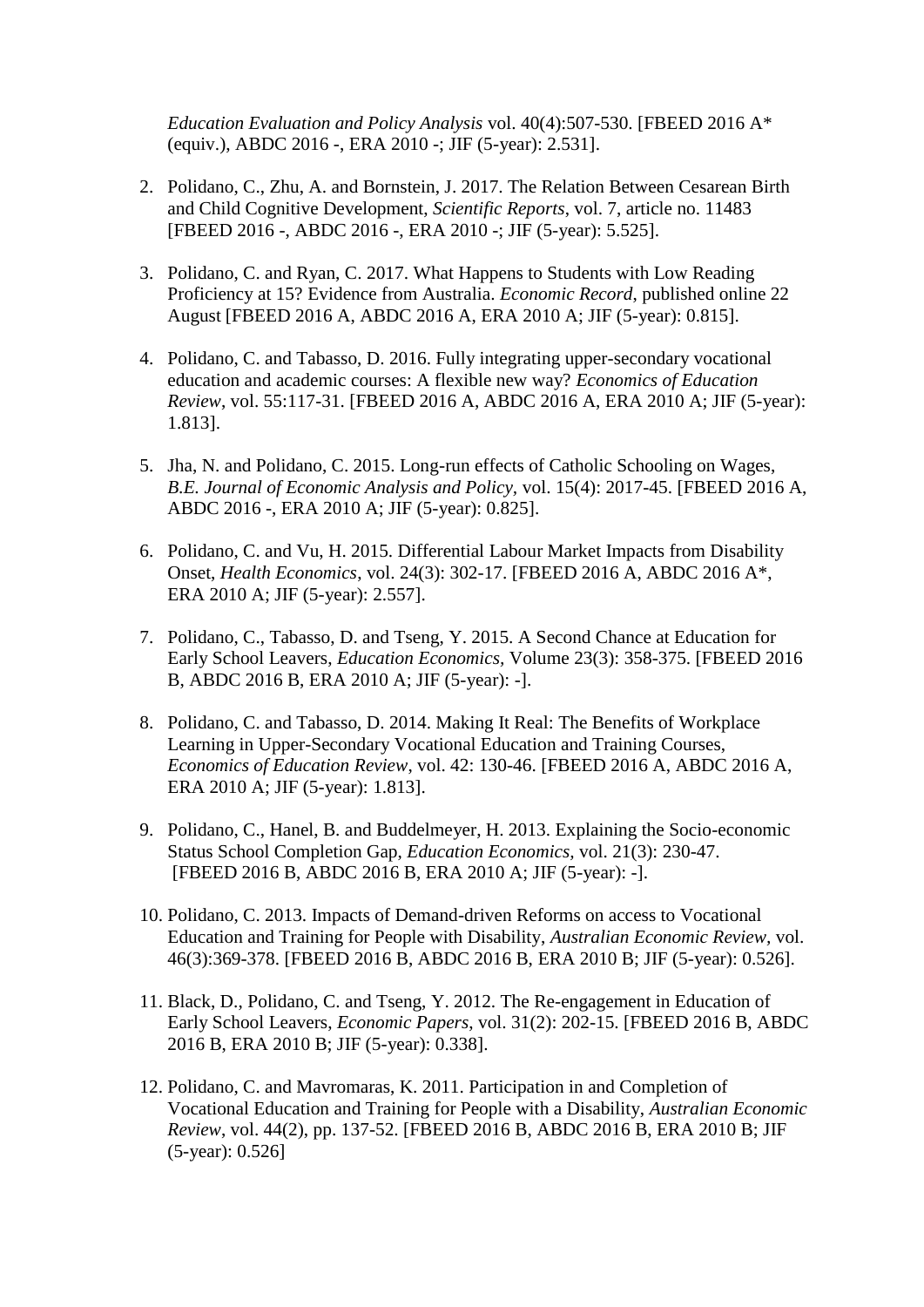*Education Evaluation and Policy Analysis* vol. 40(4):507-530. [FBEED 2016 A* (equiv.), ABDC 2016 -, ERA 2010 -; JIF (5-year): 2.531].

2. Polidano, C., Zhu, A. and Bornstein, J. 2017. The Relation Between Cesarean Birth and Child Cognitive Development, *Scientific Reports*, vol. 7, article no. 11483 [FBEED 2016 -, ABDC 2016 -, ERA 2010 -; JIF (5-year): 5.525].

3. Polidano, C. and Ryan, C. 2017. What Happens to Students with Low Reading Proficiency at 15? Evidence from Australia. *Economic Record*, published online 22 August [FBEED 2016 A, ABDC 2016 A, ERA 2010 A; JIF (5-year): 0.815].

4. Polidano, C. and Tabasso, D. 2016. Fully integrating upper-secondary vocational education and academic courses: A flexible new way? *Economics of Education Review*, vol. 55:117-31. [FBEED 2016 A, ABDC 2016 A, ERA 2010 A; JIF (5-year): 1.813].

5. Jha, N. and Polidano, C. 2015. Long-run effects of Catholic Schooling on Wages, *B.E. Journal of Economic Analysis and Policy*, vol. 15(4): 2017-45. [FBEED 2016 A, ABDC 2016 -, ERA 2010 A; JIF (5-year): 0.825].

6. Polidano, C. and Vu, H. 2015. Differential Labour Market Impacts from Disability Onset, *Health Economics*, vol. 24(3): 302-17. [FBEED 2016 A, ABDC 2016 A*, ERA 2010 A; JIF (5-year): 2.557].

7. Polidano, C., Tabasso, D. and Tseng, Y. 2015. A Second Chance at Education for Early School Leavers, *Education Economics,* Volume 23(3): 358-375. [FBEED 2016 B, ABDC 2016 B, ERA 2010 A; JIF (5-year): -].

8. Polidano, C. and Tabasso, D. 2014. Making It Real: The Benefits of Workplace Learning in Upper-Secondary Vocational Education and Training Courses, *Economics of Education Review*, vol. 42: 130-46. [FBEED 2016 A, ABDC 2016 A, ERA 2010 A; JIF (5-year): 1.813].

9. Polidano, C., Hanel, B. and Buddelmeyer, H. 2013. Explaining the Socio-economic Status School Completion Gap, *Education Economics,* vol. 21(3): 230-47. [FBEED 2016 B, ABDC 2016 B, ERA 2010 A; JIF (5-year): -].

10. Polidano, C. 2013. Impacts of Demand-driven Reforms on access to Vocational Education and Training for People with Disability, *Australian Economic Review*, vol. 46(3):369-378. [FBEED 2016 B, ABDC 2016 B, ERA 2010 B; JIF (5-year): 0.526].

11. Black, D., Polidano, C. and Tseng, Y. 2012. The Re-engagement in Education of Early School Leavers, *Economic Papers*, vol. 31(2): 202-15. [FBEED 2016 B, ABDC 2016 B, ERA 2010 B; JIF (5-year): 0.338].

12. Polidano, C. and Mavromaras, K. 2011. Participation in and Completion of Vocational Education and Training for People with a Disability, *Australian Economic Review*, vol. 44(2), pp. 137-52. [FBEED 2016 B, ABDC 2016 B, ERA 2010 B; JIF (5-year): 0.526]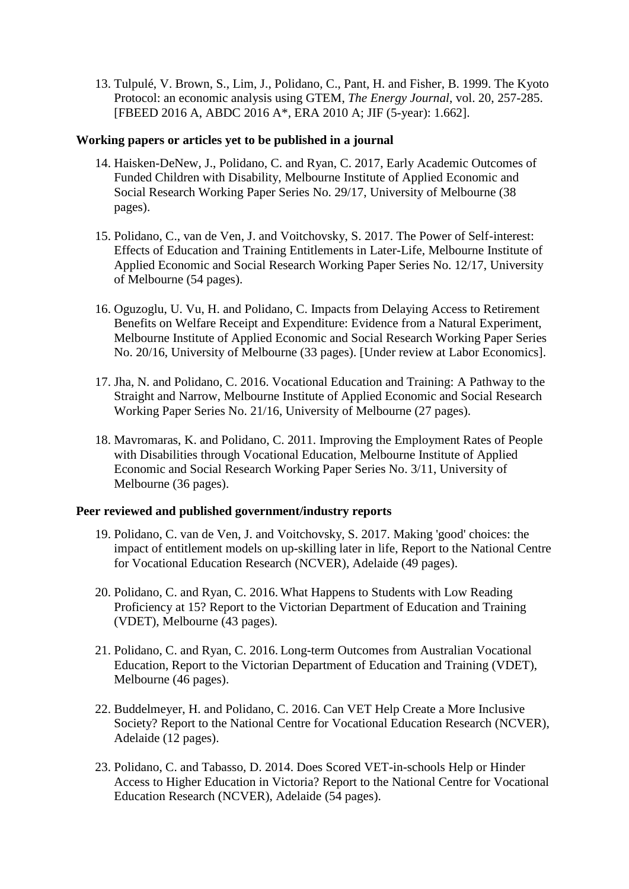13. Tulpulé, V. Brown, S., Lim, J., Polidano, C., Pant, H. and Fisher, B. 1999. The Kyoto Protocol: an economic analysis using GTEM, *The Energy Journal*, vol. 20, 257-285. [FBEED 2016 A, ABDC 2016 A*, ERA 2010 A; JIF (5-year): 1.662].

**Working papers or articles yet to be published in a journal**

14. Haisken-DeNew, J., Polidano, C. and Ryan, C. 2017, Early Academic Outcomes of Funded Children with Disability, Melbourne Institute of Applied Economic and Social Research Working Paper Series No. 29/17, University of Melbourne (38 pages).

15. Polidano, C., van de Ven, J. and Voitchovsky, S. 2017. The Power of Self-interest: Effects of Education and Training Entitlements in Later-Life, Melbourne Institute of Applied Economic and Social Research Working Paper Series No. 12/17, University of Melbourne (54 pages).

16. Oguzoglu, U. Vu, H. and Polidano, C. Impacts from Delaying Access to Retirement Benefits on Welfare Receipt and Expenditure: Evidence from a Natural Experiment, Melbourne Institute of Applied Economic and Social Research Working Paper Series No. 20/16, University of Melbourne (33 pages). [Under review at Labor Economics].

17. Jha, N. and Polidano, C. 2016. Vocational Education and Training: A Pathway to the Straight and Narrow, Melbourne Institute of Applied Economic and Social Research Working Paper Series No. 21/16, University of Melbourne (27 pages).

18. Mavromaras, K. and Polidano, C. 2011. Improving the Employment Rates of People with Disabilities through Vocational Education, Melbourne Institute of Applied Economic and Social Research Working Paper Series No. 3/11, University of Melbourne (36 pages).

**Peer reviewed and published government/industry reports**

19. Polidano, C. van de Ven, J. and Voitchovsky, S. 2017. Making 'good' choices: the impact of entitlement models on up-skilling later in life, Report to the National Centre for Vocational Education Research (NCVER), Adelaide (49 pages).

20. Polidano, C. and Ryan, C. 2016. What Happens to Students with Low Reading Proficiency at 15? Report to the Victorian Department of Education and Training (VDET), Melbourne (43 pages).

21. Polidano, C. and Ryan, C. 2016. Long-term Outcomes from Australian Vocational Education, Report to the Victorian Department of Education and Training (VDET), Melbourne (46 pages).

22. Buddelmeyer, H. and Polidano, C. 2016. Can VET Help Create a More Inclusive Society? Report to the National Centre for Vocational Education Research (NCVER), Adelaide (12 pages).

23. Polidano, C. and Tabasso, D. 2014. Does Scored VET-in-schools Help or Hinder Access to Higher Education in Victoria? Report to the National Centre for Vocational Education Research (NCVER), Adelaide (54 pages).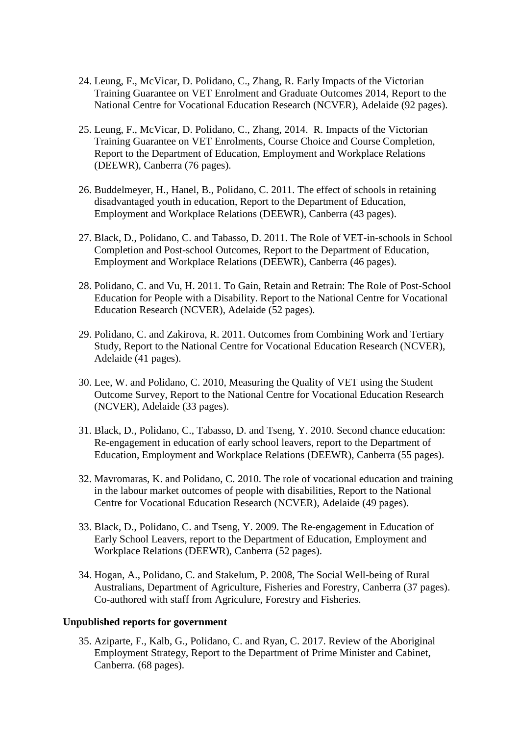24. Leung, F., McVicar, D. Polidano, C., Zhang, R. Early Impacts of the Victorian Training Guarantee on VET Enrolment and Graduate Outcomes 2014, Report to the National Centre for Vocational Education Research (NCVER), Adelaide (92 pages).

25. Leung, F., McVicar, D. Polidano, C., Zhang, 2014. R. Impacts of the Victorian Training Guarantee on VET Enrolments, Course Choice and Course Completion, Report to the Department of Education, Employment and Workplace Relations (DEEWR), Canberra (76 pages).

26. Buddelmeyer, H., Hanel, B., Polidano, C. 2011. The effect of schools in retaining disadvantaged youth in education, Report to the Department of Education, Employment and Workplace Relations (DEEWR), Canberra (43 pages).

27. Black, D., Polidano, C. and Tabasso, D. 2011. The Role of VET-in-schools in School Completion and Post-school Outcomes, Report to the Department of Education, Employment and Workplace Relations (DEEWR), Canberra (46 pages).

28. Polidano, C. and Vu, H. 2011. To Gain, Retain and Retrain: The Role of Post-School Education for People with a Disability. Report to the National Centre for Vocational Education Research (NCVER), Adelaide (52 pages).

29. Polidano, C. and Zakirova, R. 2011. Outcomes from Combining Work and Tertiary Study, Report to the National Centre for Vocational Education Research (NCVER), Adelaide (41 pages).

30. Lee, W. and Polidano, C. 2010, Measuring the Quality of VET using the Student Outcome Survey, Report to the National Centre for Vocational Education Research (NCVER), Adelaide (33 pages).

31. Black, D., Polidano, C., Tabasso, D. and Tseng, Y. 2010. Second chance education: Re-engagement in education of early school leavers, report to the Department of Education, Employment and Workplace Relations (DEEWR), Canberra (55 pages).

32. Mavromaras, K. and Polidano, C. 2010. The role of vocational education and training in the labour market outcomes of people with disabilities, Report to the National Centre for Vocational Education Research (NCVER), Adelaide (49 pages).

33. Black, D., Polidano, C. and Tseng, Y. 2009. The Re-engagement in Education of Early School Leavers, report to the Department of Education, Employment and Workplace Relations (DEEWR), Canberra (52 pages).

34. Hogan, A., Polidano, C. and Stakelum, P. 2008, The Social Well-being of Rural Australians, Department of Agriculture, Fisheries and Forestry, Canberra (37 pages). Co-authored with staff from Agriculure, Forestry and Fisheries.

**Unpublished reports for government**

35. Aziparte, F., Kalb, G., Polidano, C. and Ryan, C. 2017. Review of the Aboriginal Employment Strategy, Report to the Department of Prime Minister and Cabinet, Canberra. (68 pages).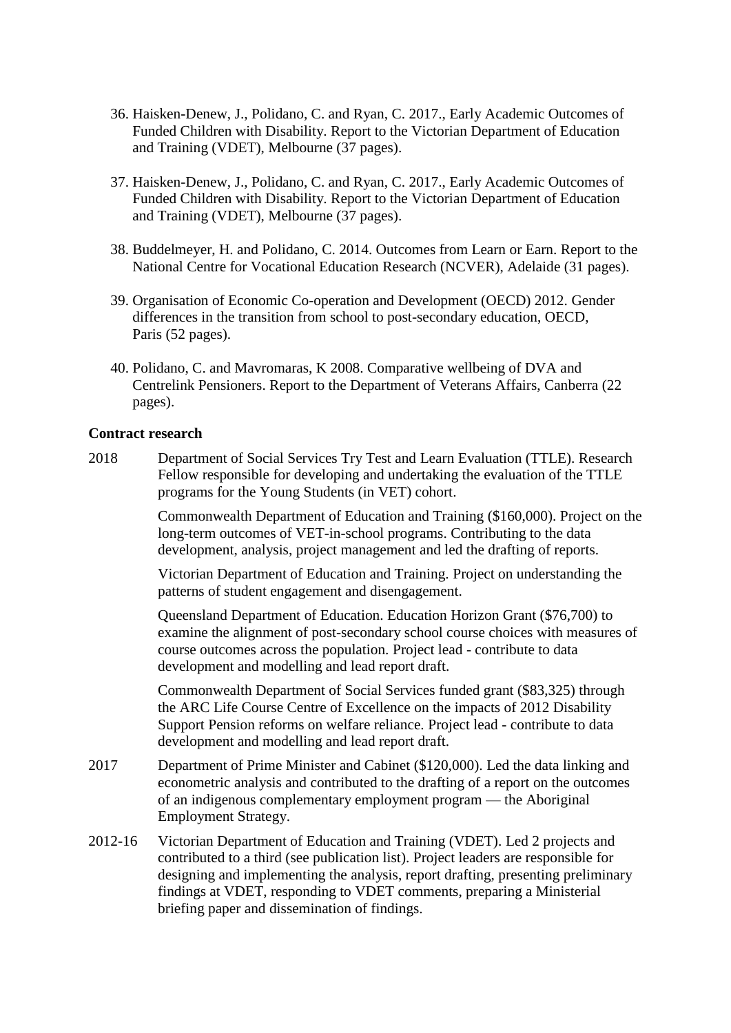36. Haisken-Denew, J., Polidano, C. and Ryan, C. 2017., Early Academic Outcomes of Funded Children with Disability. Report to the Victorian Department of Education and Training (VDET), Melbourne (37 pages).

37. Haisken-Denew, J., Polidano, C. and Ryan, C. 2017., Early Academic Outcomes of Funded Children with Disability. Report to the Victorian Department of Education and Training (VDET), Melbourne (37 pages).

38. Buddelmeyer, H. and Polidano, C. 2014. Outcomes from Learn or Earn. Report to the National Centre for Vocational Education Research (NCVER), Adelaide (31 pages).

39. Organisation of Economic Co-operation and Development (OECD) 2012. Gender differences in the transition from school to post-secondary education, OECD, Paris (52 pages).

40. Polidano, C. and Mavromaras, K 2008. Comparative wellbeing of DVA and Centrelink Pensioners. Report to the Department of Veterans Affairs, Canberra (22 pages).

**Contract research**

2018 Department of Social Services Try Test and Learn Evaluation (TTLE). Research Fellow responsible for developing and undertaking the evaluation of the TTLE programs for the Young Students (in VET) cohort.

Commonwealth Department of Education and Training ($160,000). Project on the long-term outcomes of VET-in-school programs. Contributing to the data development, analysis, project management and led the drafting of reports.

Victorian Department of Education and Training. Project on understanding the patterns of student engagement and disengagement.

Queensland Department of Education. Education Horizon Grant ($76,700) to examine the alignment of post-secondary school course choices with measures of course outcomes across the population. Project lead - contribute to data development and modelling and lead report draft.

Commonwealth Department of Social Services funded grant ($83,325) through the ARC Life Course Centre of Excellence on the impacts of 2012 Disability Support Pension reforms on welfare reliance. Project lead - contribute to data development and modelling and lead report draft.

2017 Department of Prime Minister and Cabinet ($120,000). Led the data linking and econometric analysis and contributed to the drafting of a report on the outcomes of an indigenous complementary employment program — the Aboriginal Employment Strategy.

2012-16 Victorian Department of Education and Training (VDET). Led 2 projects and contributed to a third (see publication list). Project leaders are responsible for designing and implementing the analysis, report drafting, presenting preliminary findings at VDET, responding to VDET comments, preparing a Ministerial briefing paper and dissemination of findings.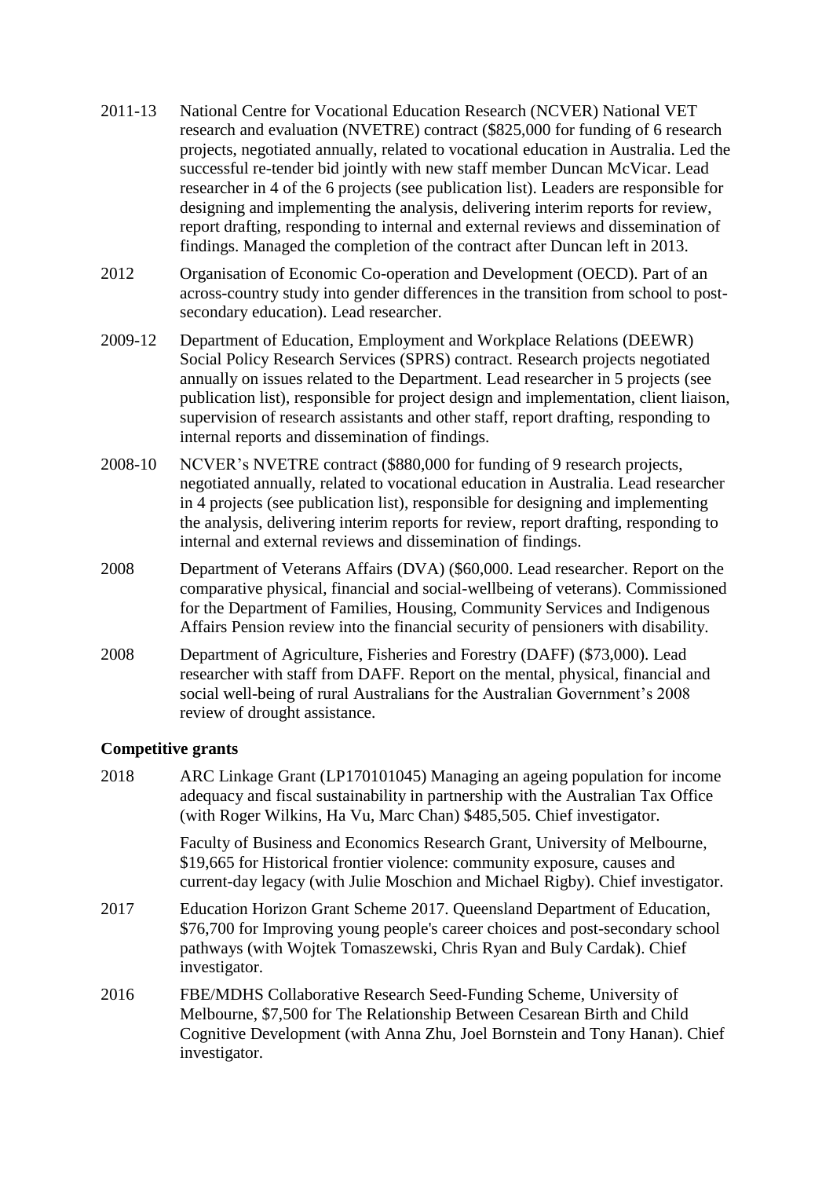2011-13 National Centre for Vocational Education Research (NCVER) National VET research and evaluation (NVETRE) contract ($825,000 for funding of 6 research projects, negotiated annually, related to vocational education in Australia. Led the successful re-tender bid jointly with new staff member Duncan McVicar. Lead researcher in 4 of the 6 projects (see publication list). Leaders are responsible for designing and implementing the analysis, delivering interim reports for review, report drafting, responding to internal and external reviews and dissemination of findings. Managed the completion of the contract after Duncan left in 2013.

2012 Organisation of Economic Co-operation and Development (OECD). Part of an across-country study into gender differences in the transition from school to post-secondary education). Lead researcher.

2009-12 Department of Education, Employment and Workplace Relations (DEEWR) Social Policy Research Services (SPRS) contract. Research projects negotiated annually on issues related to the Department. Lead researcher in 5 projects (see publication list), responsible for project design and implementation, client liaison, supervision of research assistants and other staff, report drafting, responding to internal reports and dissemination of findings.

2008-10 NCVER's NVETRE contract ($880,000 for funding of 9 research projects, negotiated annually, related to vocational education in Australia. Lead researcher in 4 projects (see publication list), responsible for designing and implementing the analysis, delivering interim reports for review, report drafting, responding to internal and external reviews and dissemination of findings.

2008 Department of Veterans Affairs (DVA) ($60,000. Lead researcher. Report on the comparative physical, financial and social-wellbeing of veterans). Commissioned for the Department of Families, Housing, Community Services and Indigenous Affairs Pension review into the financial security of pensioners with disability.

2008 Department of Agriculture, Fisheries and Forestry (DAFF) ($73,000). Lead researcher with staff from DAFF. Report on the mental, physical, financial and social well-being of rural Australians for the Australian Government's 2008 review of drought assistance.

**Competitive grants**

2018 ARC Linkage Grant (LP170101045) Managing an ageing population for income adequacy and fiscal sustainability in partnership with the Australian Tax Office (with Roger Wilkins, Ha Vu, Marc Chan) $485,505. Chief investigator.

Faculty of Business and Economics Research Grant, University of Melbourne, $19,665 for Historical frontier violence: community exposure, causes and current-day legacy (with Julie Moschion and Michael Rigby). Chief investigator.

2017 Education Horizon Grant Scheme 2017. Queensland Department of Education, $76,700 for Improving young people's career choices and post-secondary school pathways (with Wojtek Tomaszewski, Chris Ryan and Buly Cardak). Chief investigator.

2016 FBE/MDHS Collaborative Research Seed-Funding Scheme, University of Melbourne, $7,500 for The Relationship Between Cesarean Birth and Child Cognitive Development (with Anna Zhu, Joel Bornstein and Tony Hanan). Chief investigator.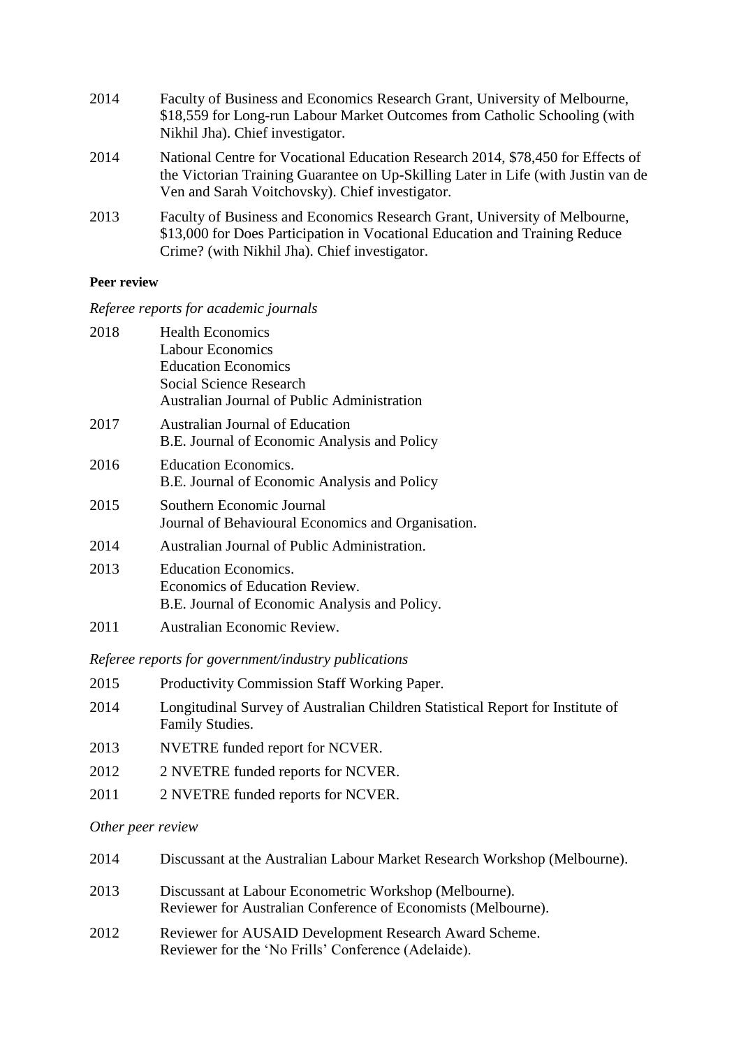2014 Faculty of Business and Economics Research Grant, University of Melbourne, $18,559 for Long-run Labour Market Outcomes from Catholic Schooling (with Nikhil Jha). Chief investigator.

2014 National Centre for Vocational Education Research 2014, $78,450 for Effects of the Victorian Training Guarantee on Up-Skilling Later in Life (with Justin van de Ven and Sarah Voitchovsky). Chief investigator.

2013 Faculty of Business and Economics Research Grant, University of Melbourne, $13,000 for Does Participation in Vocational Education and Training Reduce Crime? (with Nikhil Jha). Chief investigator.

**Peer review**

*Referee reports for academic journals*

2018 Health Economics
Labour Economics
Education Economics
Social Science Research
Australian Journal of Public Administration

2017 Australian Journal of Education
B.E. Journal of Economic Analysis and Policy

2016 Education Economics.
B.E. Journal of Economic Analysis and Policy

2015 Southern Economic Journal
Journal of Behavioural Economics and Organisation.

2014 Australian Journal of Public Administration.

2013 Education Economics.
Economics of Education Review.
B.E. Journal of Economic Analysis and Policy.

2011 Australian Economic Review.

*Referee reports for government/industry publications*

2015 Productivity Commission Staff Working Paper.

2014 Longitudinal Survey of Australian Children Statistical Report for Institute of Family Studies.

2013 NVETRE funded report for NCVER.

2012 2 NVETRE funded reports for NCVER.

2011 2 NVETRE funded reports for NCVER.

*Other peer review*

2014 Discussant at the Australian Labour Market Research Workshop (Melbourne).

2013 Discussant at Labour Econometric Workshop (Melbourne).
Reviewer for Australian Conference of Economists (Melbourne).

2012 Reviewer for AUSAID Development Research Award Scheme.
Reviewer for the 'No Frills' Conference (Adelaide).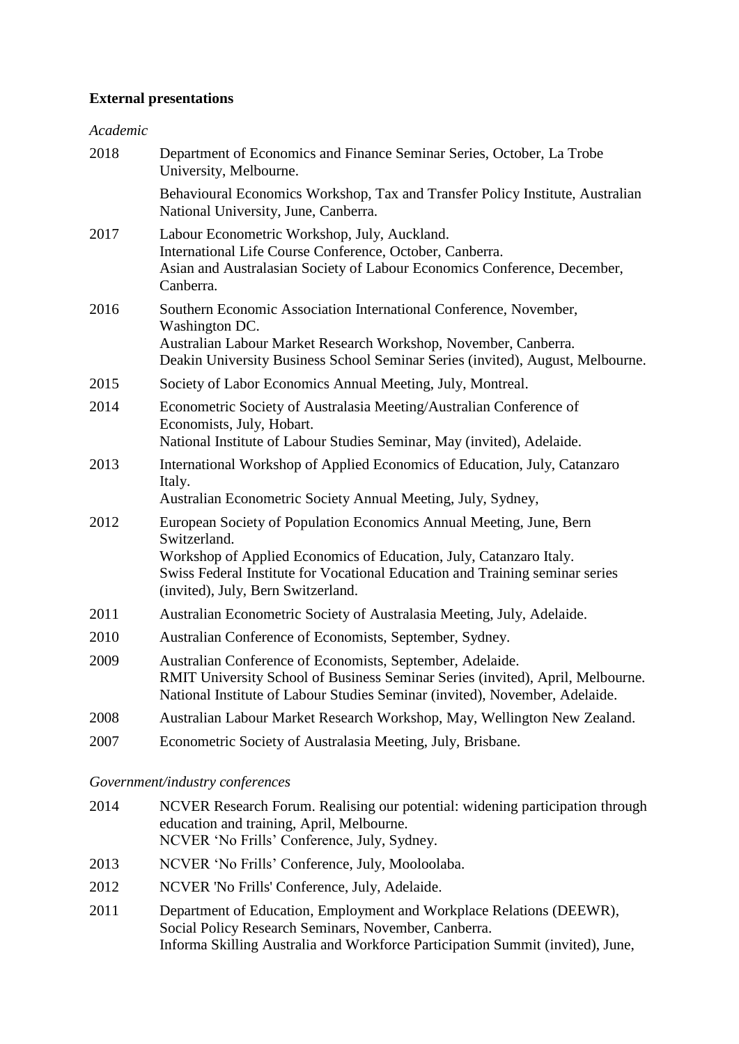**External presentations**

*Academic*

2018 Department of Economics and Finance Seminar Series, October, La Trobe University, Melbourne.

Behavioural Economics Workshop, Tax and Transfer Policy Institute, Australian National University, June, Canberra.

2017 Labour Econometric Workshop, July, Auckland.
International Life Course Conference, October, Canberra.
Asian and Australasian Society of Labour Economics Conference, December, Canberra.

2016 Southern Economic Association International Conference, November, Washington DC.
Australian Labour Market Research Workshop, November, Canberra.
Deakin University Business School Seminar Series (invited), August, Melbourne.

2015 Society of Labor Economics Annual Meeting, July, Montreal.

2014 Econometric Society of Australasia Meeting/Australian Conference of Economists, July, Hobart.
National Institute of Labour Studies Seminar, May (invited), Adelaide.

2013 International Workshop of Applied Economics of Education, July, Catanzaro Italy.
Australian Econometric Society Annual Meeting, July, Sydney,

2012 European Society of Population Economics Annual Meeting, June, Bern Switzerland.
Workshop of Applied Economics of Education, July, Catanzaro Italy.
Swiss Federal Institute for Vocational Education and Training seminar series (invited), July, Bern Switzerland.

2011 Australian Econometric Society of Australasia Meeting, July, Adelaide.

2010 Australian Conference of Economists, September, Sydney.

2009 Australian Conference of Economists, September, Adelaide.
RMIT University School of Business Seminar Series (invited), April, Melbourne.
National Institute of Labour Studies Seminar (invited), November, Adelaide.

2008 Australian Labour Market Research Workshop, May, Wellington New Zealand.

2007 Econometric Society of Australasia Meeting, July, Brisbane.

*Government/industry conferences*

2014 NCVER Research Forum. Realising our potential: widening participation through education and training, April, Melbourne.
NCVER 'No Frills' Conference, July, Sydney.

2013 NCVER 'No Frills' Conference, July, Mooloolaba.

2012 NCVER 'No Frills' Conference, July, Adelaide.

2011 Department of Education, Employment and Workplace Relations (DEEWR), Social Policy Research Seminars, November, Canberra.
Informa Skilling Australia and Workforce Participation Summit (invited), June,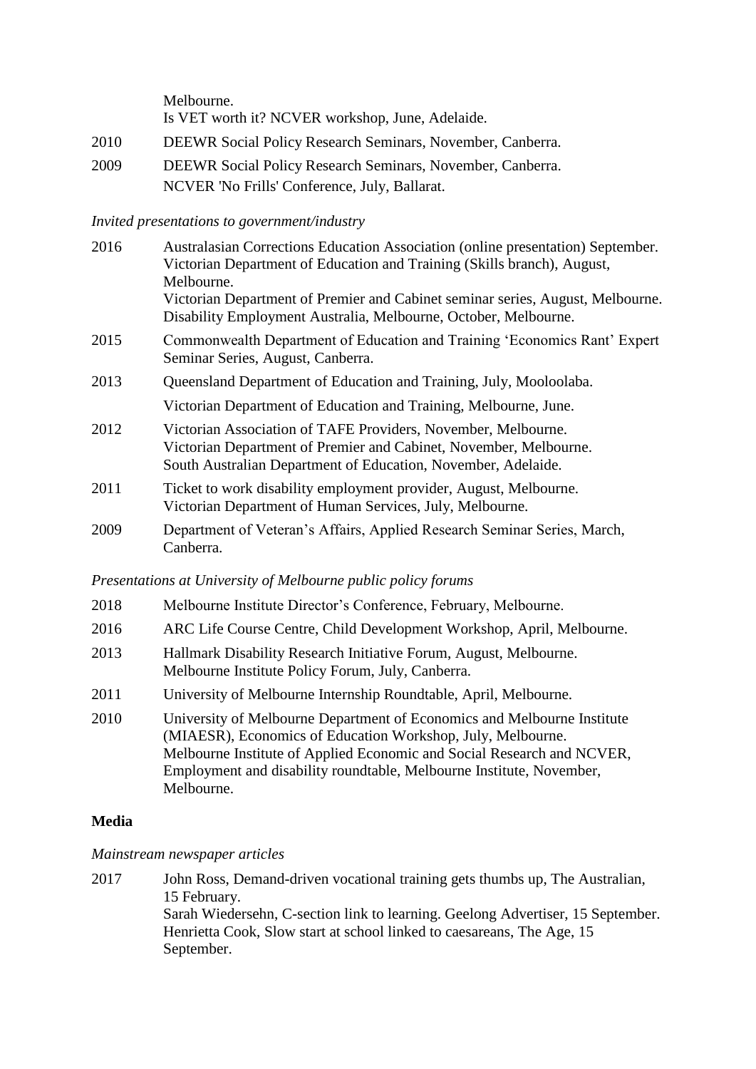Melbourne.
Is VET worth it? NCVER workshop, June, Adelaide.

2010 DEEWR Social Policy Research Seminars, November, Canberra.

2009 DEEWR Social Policy Research Seminars, November, Canberra.
NCVER 'No Frills' Conference, July, Ballarat.

*Invited presentations to government/industry*

2016 Australasian Corrections Education Association (online presentation) September.
Victorian Department of Education and Training (Skills branch), August, Melbourne.
Victorian Department of Premier and Cabinet seminar series, August, Melbourne.
Disability Employment Australia, Melbourne, October, Melbourne.

2015 Commonwealth Department of Education and Training 'Economics Rant' Expert Seminar Series, August, Canberra.

2013 Queensland Department of Education and Training, July, Mooloolaba.
Victorian Department of Education and Training, Melbourne, June.

2012 Victorian Association of TAFE Providers, November, Melbourne.
Victorian Department of Premier and Cabinet, November, Melbourne.
South Australian Department of Education, November, Adelaide.

2011 Ticket to work disability employment provider, August, Melbourne.
Victorian Department of Human Services, July, Melbourne.

2009 Department of Veteran's Affairs, Applied Research Seminar Series, March, Canberra.

*Presentations at University of Melbourne public policy forums*

2018 Melbourne Institute Director's Conference, February, Melbourne.

2016 ARC Life Course Centre, Child Development Workshop, April, Melbourne.

2013 Hallmark Disability Research Initiative Forum, August, Melbourne.
Melbourne Institute Policy Forum, July, Canberra.

2011 University of Melbourne Internship Roundtable, April, Melbourne.

2010 University of Melbourne Department of Economics and Melbourne Institute (MIAESR), Economics of Education Workshop, July, Melbourne.
Melbourne Institute of Applied Economic and Social Research and NCVER, Employment and disability roundtable, Melbourne Institute, November, Melbourne.

**Media**

*Mainstream newspaper articles*

2017 John Ross, Demand-driven vocational training gets thumbs up, The Australian, 15 February.
Sarah Wiedersehn, C-section link to learning. Geelong Advertiser, 15 September.
Henrietta Cook, Slow start at school linked to caesareans, The Age, 15 September.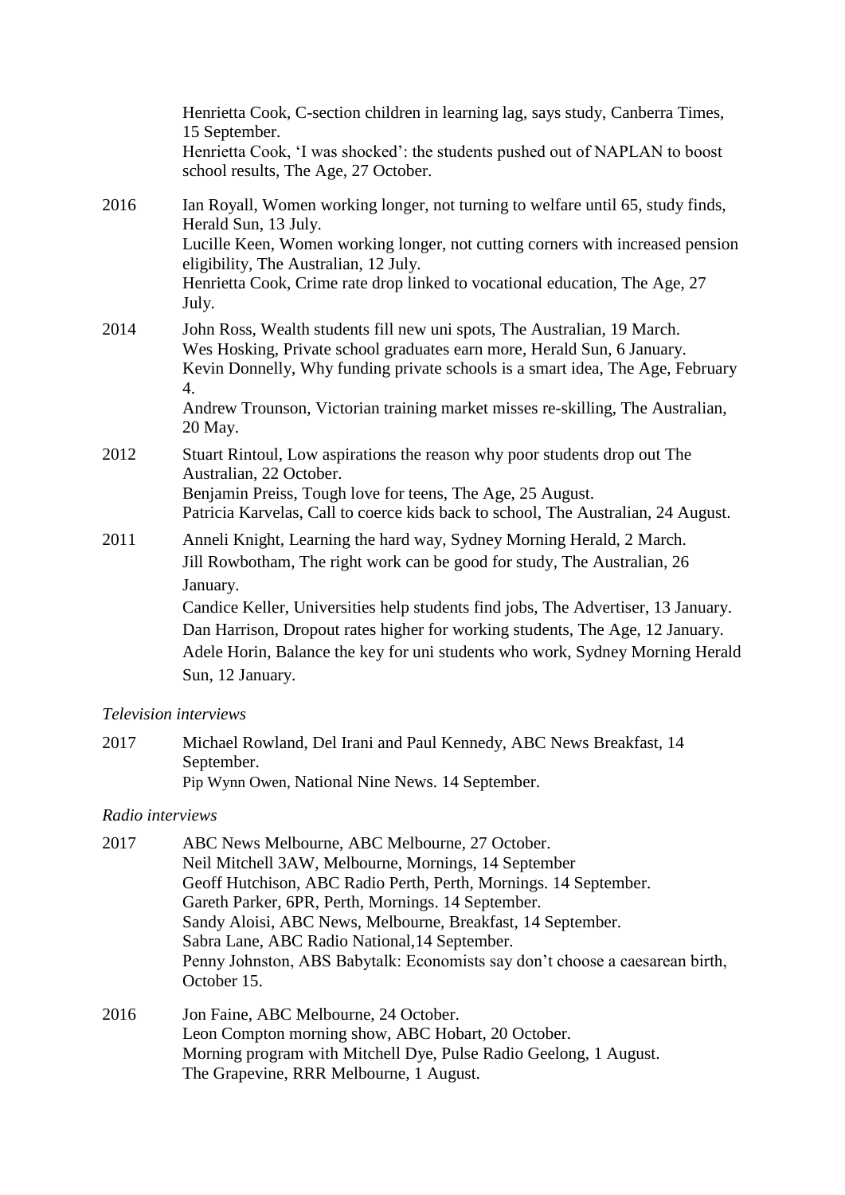Henrietta Cook, C-section children in learning lag, says study, Canberra Times, 15 September.
Henrietta Cook, 'I was shocked': the students pushed out of NAPLAN to boost school results, The Age, 27 October.

2016 Ian Royall, Women working longer, not turning to welfare until 65, study finds, Herald Sun, 13 July.
Lucille Keen, Women working longer, not cutting corners with increased pension eligibility, The Australian, 12 July.
Henrietta Cook, Crime rate drop linked to vocational education, The Age, 27 July.

2014 John Ross, Wealth students fill new uni spots, The Australian, 19 March.
Wes Hosking, Private school graduates earn more, Herald Sun, 6 January.
Kevin Donnelly, Why funding private schools is a smart idea, The Age, February 4.
Andrew Trounson, Victorian training market misses re-skilling, The Australian, 20 May.

2012 Stuart Rintoul, Low aspirations the reason why poor students drop out The Australian, 22 October.
Benjamin Preiss, Tough love for teens, The Age, 25 August.
Patricia Karvelas, Call to coerce kids back to school, The Australian, 24 August.

2011 Anneli Knight, Learning the hard way, Sydney Morning Herald, 2 March.
Jill Rowbotham, The right work can be good for study, The Australian, 26 January.
Candice Keller, Universities help students find jobs, The Advertiser, 13 January.
Dan Harrison, Dropout rates higher for working students, The Age, 12 January.
Adele Horin, Balance the key for uni students who work, Sydney Morning Herald Sun, 12 January.

*Television interviews*

2017 Michael Rowland, Del Irani and Paul Kennedy, ABC News Breakfast, 14 September.
Pip Wynn Owen, National Nine News. 14 September.

*Radio interviews*

2017 ABC News Melbourne, ABC Melbourne, 27 October.
Neil Mitchell 3AW, Melbourne, Mornings, 14 September
Geoff Hutchison, ABC Radio Perth, Perth, Mornings. 14 September.
Gareth Parker, 6PR, Perth, Mornings. 14 September.
Sandy Aloisi, ABC News, Melbourne, Breakfast, 14 September.
Sabra Lane, ABC Radio National,14 September.
Penny Johnston, ABS Babytalk: Economists say don't choose a caesarean birth, October 15.

2016 Jon Faine, ABC Melbourne, 24 October.
Leon Compton morning show, ABC Hobart, 20 October.
Morning program with Mitchell Dye, Pulse Radio Geelong, 1 August.
The Grapevine, RRR Melbourne, 1 August.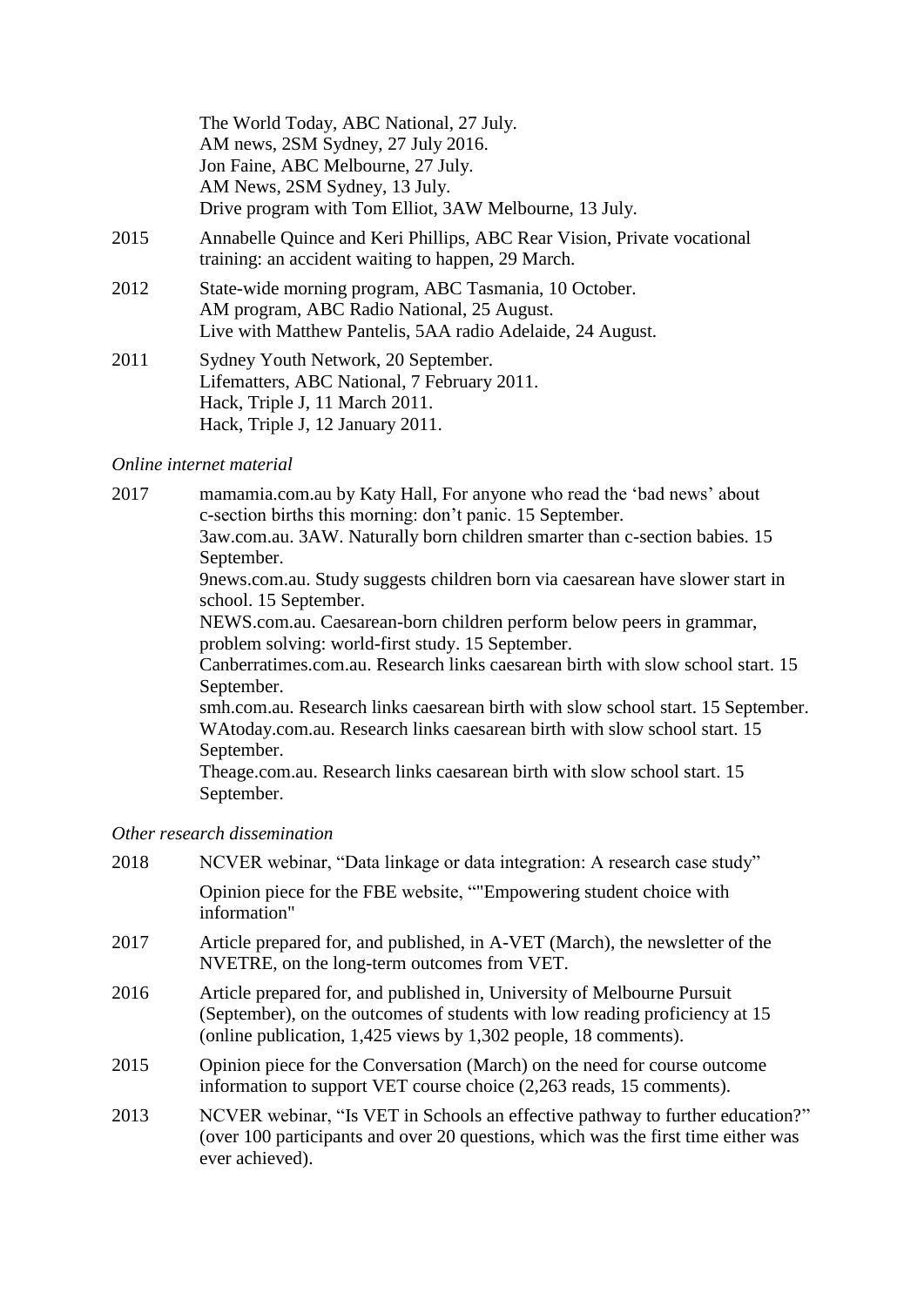The World Today, ABC National, 27 July.
AM news, 2SM Sydney, 27 July 2016.
Jon Faine, ABC Melbourne, 27 July.
AM News, 2SM Sydney, 13 July.
Drive program with Tom Elliot, 3AW Melbourne, 13 July.

2015 Annabelle Quince and Keri Phillips, ABC Rear Vision, Private vocational training: an accident waiting to happen, 29 March.

2012 State-wide morning program, ABC Tasmania, 10 October.
AM program, ABC Radio National, 25 August.
Live with Matthew Pantelis, 5AA radio Adelaide, 24 August.

2011 Sydney Youth Network, 20 September.
Lifematters, ABC National, 7 February 2011.
Hack, Triple J, 11 March 2011.
Hack, Triple J, 12 January 2011.

*Online internet material*

2017 mamamia.com.au by Katy Hall, For anyone who read the 'bad news' about c-section births this morning: don't panic. 15 September.
3aw.com.au. 3AW. Naturally born children smarter than c-section babies. 15 September.
9news.com.au. Study suggests children born via caesarean have slower start in school. 15 September.
NEWS.com.au. Caesarean-born children perform below peers in grammar, problem solving: world-first study. 15 September.
Canberratimes.com.au. Research links caesarean birth with slow school start. 15 September.
smh.com.au. Research links caesarean birth with slow school start. 15 September.
WAtoday.com.au. Research links caesarean birth with slow school start. 15 September.
Theage.com.au. Research links caesarean birth with slow school start. 15 September.

*Other research dissemination*

2018 NCVER webinar, "Data linkage or data integration: A research case study"

Opinion piece for the FBE website, ""Empowering student choice with information"

2017 Article prepared for, and published, in A-VET (March), the newsletter of the NVETRE, on the long-term outcomes from VET.

2016 Article prepared for, and published in, University of Melbourne Pursuit (September), on the outcomes of students with low reading proficiency at 15 (online publication, 1,425 views by 1,302 people, 18 comments).

2015 Opinion piece for the Conversation (March) on the need for course outcome information to support VET course choice (2,263 reads, 15 comments).

2013 NCVER webinar, "Is VET in Schools an effective pathway to further education?" (over 100 participants and over 20 questions, which was the first time either was ever achieved).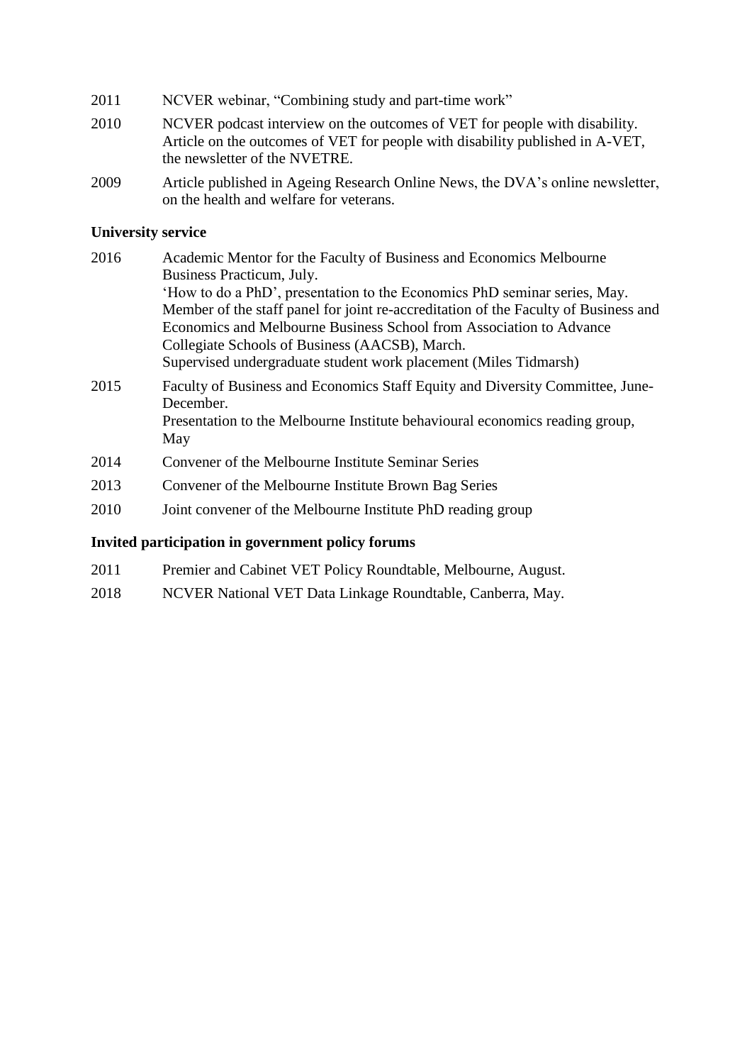2011 NCVER webinar, "Combining study and part-time work"

2010 NCVER podcast interview on the outcomes of VET for people with disability. Article on the outcomes of VET for people with disability published in A-VET, the newsletter of the NVETRE.

2009 Article published in Ageing Research Online News, the DVA's online newsletter, on the health and welfare for veterans.

**University service**

2016 Academic Mentor for the Faculty of Business and Economics Melbourne Business Practicum, July.
'How to do a PhD', presentation to the Economics PhD seminar series, May.
Member of the staff panel for joint re-accreditation of the Faculty of Business and Economics and Melbourne Business School from Association to Advance Collegiate Schools of Business (AACSB), March.
Supervised undergraduate student work placement (Miles Tidmarsh)

2015 Faculty of Business and Economics Staff Equity and Diversity Committee, June-December.
Presentation to the Melbourne Institute behavioural economics reading group, May

2014 Convener of the Melbourne Institute Seminar Series

2013 Convener of the Melbourne Institute Brown Bag Series

2010 Joint convener of the Melbourne Institute PhD reading group

**Invited participation in government policy forums**

2011 Premier and Cabinet VET Policy Roundtable, Melbourne, August.

2018 NCVER National VET Data Linkage Roundtable, Canberra, May.